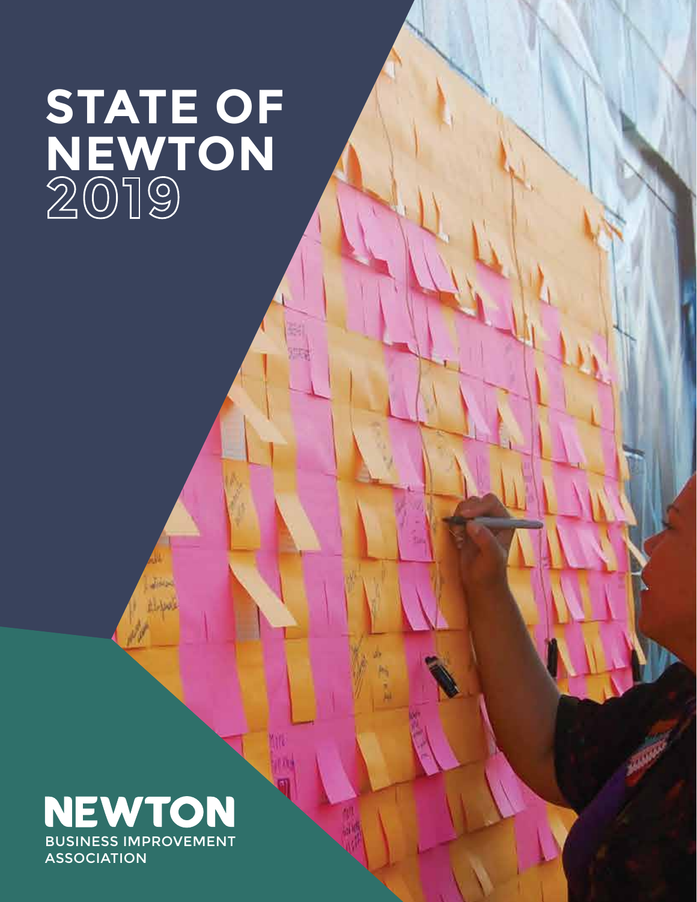# STATE OF NEWTON 2019

**NEWTON**
BUSINESS IMPROVEMENT ASSOCIATION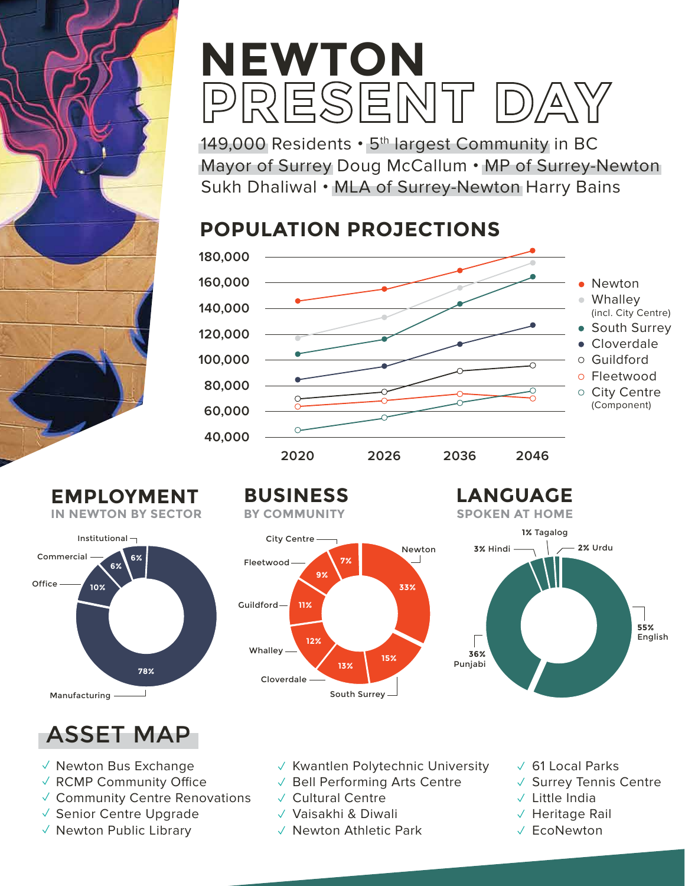# NEWTON PRESENT DAY

149,000 Residents • 5th largest Community in BC
Mayor of Surrey Doug McCallum • MP of Surrey-Newton Sukh Dhaliwal • MLA of Surrey-Newton Harry Bains

## POPULATION PROJECTIONS

Legend: Newton; Whalley (incl. City Centre); South Surrey; Cloverdale; Guildford; Fleetwood; City Centre (Component)

Years: 2020, 2026, 2036, 2046

## EMPLOYMENT

IN NEWTON BY SECTOR

- Manufacturing 78%
- Office 10%
- Commercial 6%
- Institutional 6%

## BUSINESS

BY COMMUNITY

- Newton 33%
- South Surrey 15%
- Cloverdale 13%
- Whalley 12%
- Guildford 11%
- Fleetwood 9%
- City Centre 7%

## LANGUAGE

SPOKEN AT HOME

- 55% English
- 36% Punjabi
- 3% Hindi
- 2% Urdu
- 1% Tagalog

## ASSET MAP

- ✓ Newton Bus Exchange
- ✓ RCMP Community Office
- ✓ Community Centre Renovations
- ✓ Senior Centre Upgrade
- ✓ Newton Public Library
- ✓ Kwantlen Polytechnic University
- ✓ Bell Performing Arts Centre
- ✓ Cultural Centre
- ✓ Vaisakhi & Diwali
- ✓ Newton Athletic Park
- ✓ 61 Local Parks
- ✓ Surrey Tennis Centre
- ✓ Little India
- ✓ Heritage Rail
- ✓ EcoNewton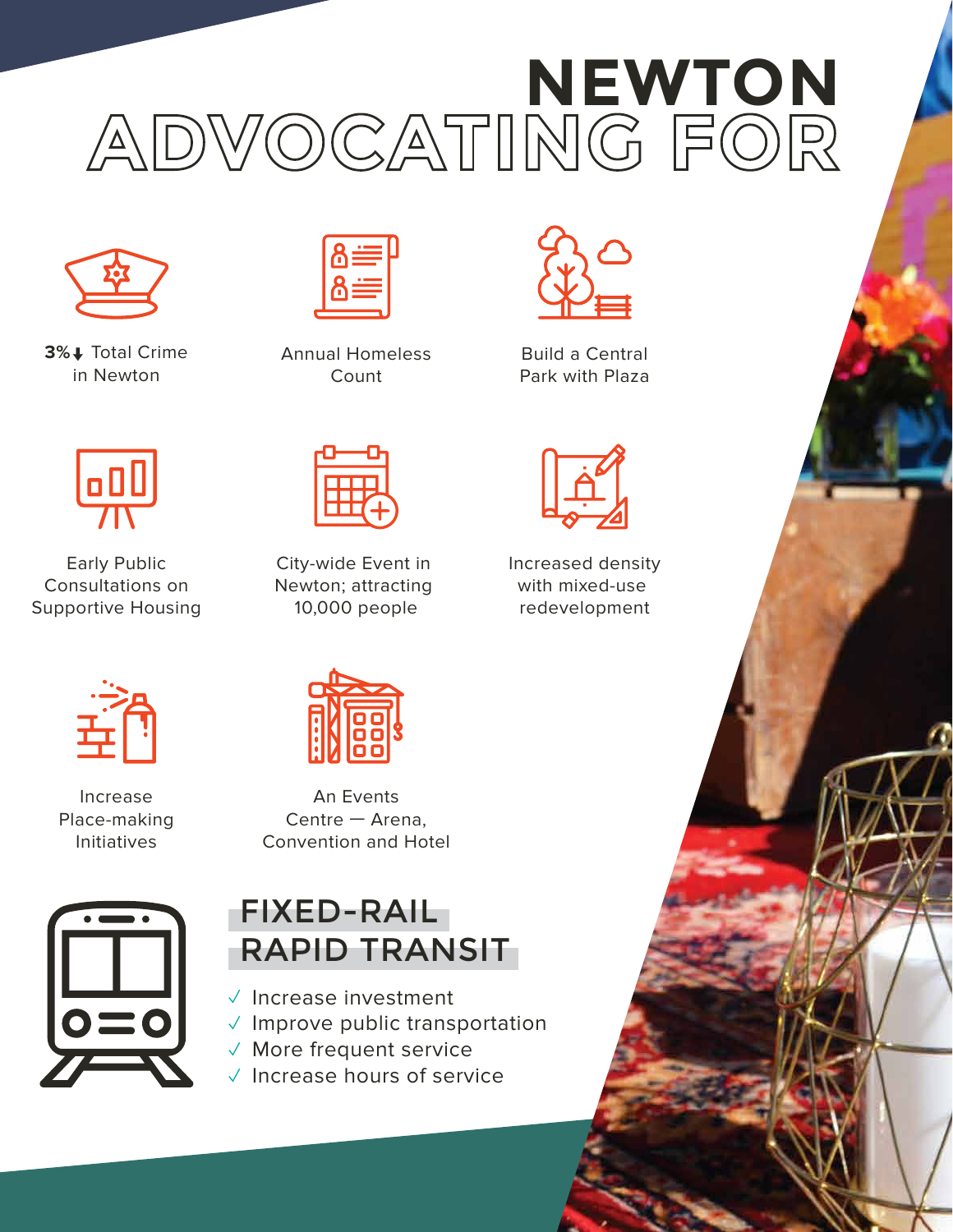# NEWTON ADVOCATING FOR

**3%↓** Total Crime in Newton

Annual Homeless Count

Build a Central Park with Plaza

Early Public Consultations on Supportive Housing

City-wide Event in Newton; attracting 10,000 people

Increased density with mixed-use redevelopment

Increase Place-making Initiatives

An Events Centre — Arena, Convention and Hotel

## FIXED-RAIL RAPID TRANSIT

- ✓ Increase investment
- ✓ Improve public transportation
- ✓ More frequent service
- ✓ Increase hours of service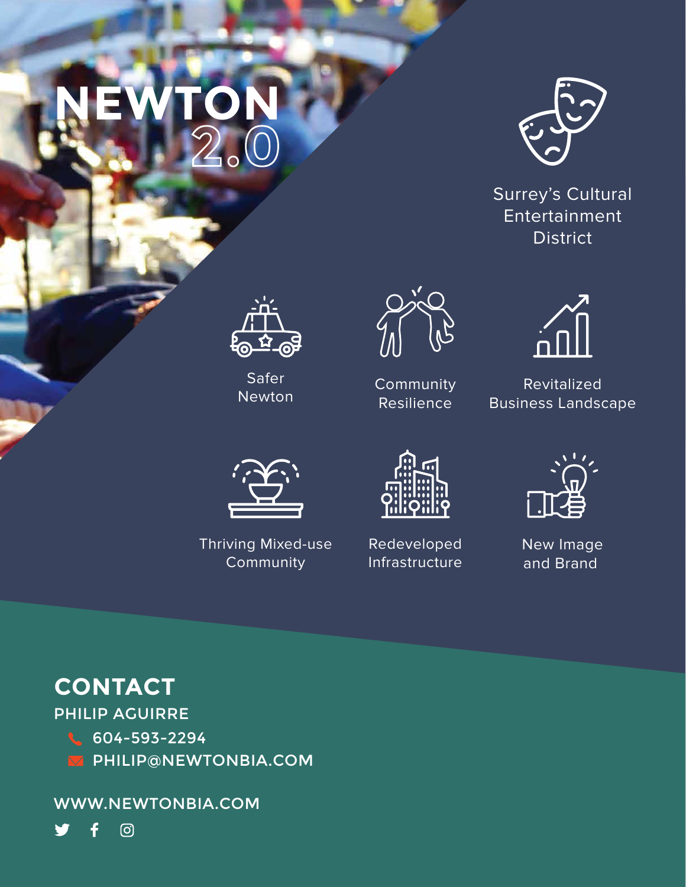# NEWTON 2.0

Surrey's Cultural Entertainment District

Safer Newton

Community Resilience

Revitalized Business Landscape

Thriving Mixed-use Community

Redeveloped Infrastructure

New Image and Brand

## CONTACT

PHILIP AGUIRRE

604-593-2294

PHILIP@NEWTONBIA.COM

WWW.NEWTONBIA.COM